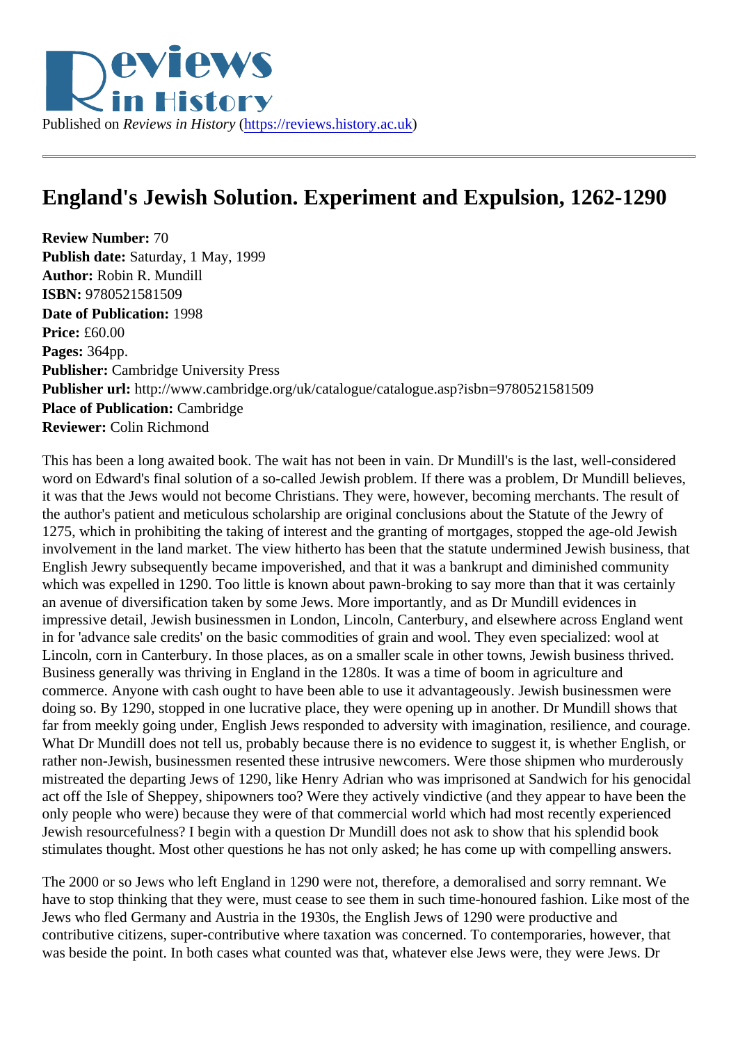Published on *Reviews in History* (https://reviews.history.ac.uk)

# England's Jewish Solution. Experiment and Expulsion, 1262-1290

**Review Number:** 70
**Publish date:** Saturday, 1 May, 1999
**Author:** Robin R. Mundill
**ISBN:** 9780521581509
**Date of Publication:** 1998
**Price:** £60.00
**Pages:** 364pp.
**Publisher:** Cambridge University Press
**Publisher url:** http://www.cambridge.org/uk/catalogue/catalogue.asp?isbn=9780521581509
**Place of Publication:** Cambridge
**Reviewer:** Colin Richmond

This has been a long awaited book. The wait has not been in vain. Dr Mundill's is the last, well-considered word on Edward's final solution of a so-called Jewish problem. If there was a problem, Dr Mundill believes, it was that the Jews would not become Christians. They were, however, becoming merchants. The result of the author's patient and meticulous scholarship are original conclusions about the Statute of the Jewry of 1275, which in prohibiting the taking of interest and the granting of mortgages, stopped the age-old Jewish involvement in the land market. The view hitherto has been that the statute undermined Jewish business, that English Jewry subsequently became impoverished, and that it was a bankrupt and diminished community which was expelled in 1290. Too little is known about pawn-broking to say more than that it was certainly an avenue of diversification taken by some Jews. More importantly, and as Dr Mundill evidences in impressive detail, Jewish businessmen in London, Lincoln, Canterbury, and elsewhere across England went in for 'advance sale credits' on the basic commodities of grain and wool. They even specialized: wool at Lincoln, corn in Canterbury. In those places, as on a smaller scale in other towns, Jewish business thrived. Business generally was thriving in England in the 1280s. It was a time of boom in agriculture and commerce. Anyone with cash ought to have been able to use it advantageously. Jewish businessmen were doing so. By 1290, stopped in one lucrative place, they were opening up in another. Dr Mundill shows that far from meekly going under, English Jews responded to adversity with imagination, resilience, and courage. What Dr Mundill does not tell us, probably because there is no evidence to suggest it, is whether English, or rather non-Jewish, businessmen resented these intrusive newcomers. Were those shipmen who murderously mistreated the departing Jews of 1290, like Henry Adrian who was imprisoned at Sandwich for his genocidal act off the Isle of Sheppey, shipowners too? Were they actively vindictive (and they appear to have been the only people who were) because they were of that commercial world which had most recently experienced Jewish resourcefulness? I begin with a question Dr Mundill does not ask to show that his splendid book stimulates thought. Most other questions he has not only asked; he has come up with compelling answers.

The 2000 or so Jews who left England in 1290 were not, therefore, a demoralised and sorry remnant. We have to stop thinking that they were, must cease to see them in such time-honoured fashion. Like most of the Jews who fled Germany and Austria in the 1930s, the English Jews of 1290 were productive and contributive citizens, super-contributive where taxation was concerned. To contemporaries, however, that was beside the point. In both cases what counted was that, whatever else Jews were, they were Jews. Dr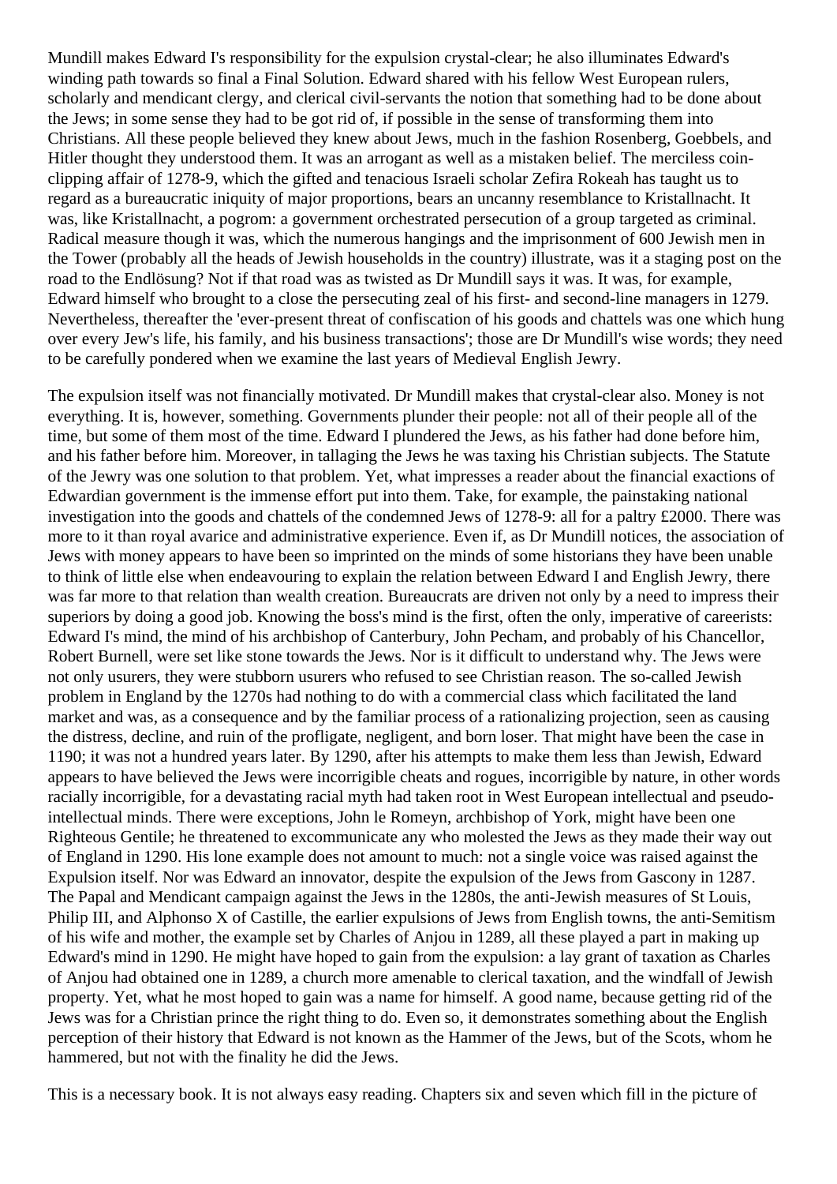Mundill makes Edward I's responsibility for the expulsion crystal-clear; he also illuminates Edward's winding path towards so final a Final Solution. Edward shared with his fellow West European rulers, scholarly and mendicant clergy, and clerical civil-servants the notion that something had to be done about the Jews; in some sense they had to be got rid of, if possible in the sense of transforming them into Christians. All these people believed they knew about Jews, much in the fashion Rosenberg, Goebbels, and Hitler thought they understood them. It was an arrogant as well as a mistaken belief. The merciless coin-clipping affair of 1278-9, which the gifted and tenacious Israeli scholar Zefira Rokeah has taught us to regard as a bureaucratic iniquity of major proportions, bears an uncanny resemblance to Kristallnacht. It was, like Kristallnacht, a pogrom: a government orchestrated persecution of a group targeted as criminal. Radical measure though it was, which the numerous hangings and the imprisonment of 600 Jewish men in the Tower (probably all the heads of Jewish households in the country) illustrate, was it a staging post on the road to the Endlösung? Not if that road was as twisted as Dr Mundill says it was. It was, for example, Edward himself who brought to a close the persecuting zeal of his first- and second-line managers in 1279. Nevertheless, thereafter the 'ever-present threat of confiscation of his goods and chattels was one which hung over every Jew's life, his family, and his business transactions'; those are Dr Mundill's wise words; they need to be carefully pondered when we examine the last years of Medieval English Jewry.

The expulsion itself was not financially motivated. Dr Mundill makes that crystal-clear also. Money is not everything. It is, however, something. Governments plunder their people: not all of their people all of the time, but some of them most of the time. Edward I plundered the Jews, as his father had done before him, and his father before him. Moreover, in tallaging the Jews he was taxing his Christian subjects. The Statute of the Jewry was one solution to that problem. Yet, what impresses a reader about the financial exactions of Edwardian government is the immense effort put into them. Take, for example, the painstaking national investigation into the goods and chattels of the condemned Jews of 1278-9: all for a paltry £2000. There was more to it than royal avarice and administrative experience. Even if, as Dr Mundill notices, the association of Jews with money appears to have been so imprinted on the minds of some historians they have been unable to think of little else when endeavouring to explain the relation between Edward I and English Jewry, there was far more to that relation than wealth creation. Bureaucrats are driven not only by a need to impress their superiors by doing a good job. Knowing the boss's mind is the first, often the only, imperative of careerists: Edward I's mind, the mind of his archbishop of Canterbury, John Pecham, and probably of his Chancellor, Robert Burnell, were set like stone towards the Jews. Nor is it difficult to understand why. The Jews were not only usurers, they were stubborn usurers who refused to see Christian reason. The so-called Jewish problem in England by the 1270s had nothing to do with a commercial class which facilitated the land market and was, as a consequence and by the familiar process of a rationalizing projection, seen as causing the distress, decline, and ruin of the profligate, negligent, and born loser. That might have been the case in 1190; it was not a hundred years later. By 1290, after his attempts to make them less than Jewish, Edward appears to have believed the Jews were incorrigible cheats and rogues, incorrigible by nature, in other words racially incorrigible, for a devastating racial myth had taken root in West European intellectual and pseudo-intellectual minds. There were exceptions, John le Romeyn, archbishop of York, might have been one Righteous Gentile; he threatened to excommunicate any who molested the Jews as they made their way out of England in 1290. His lone example does not amount to much: not a single voice was raised against the Expulsion itself. Nor was Edward an innovator, despite the expulsion of the Jews from Gascony in 1287. The Papal and Mendicant campaign against the Jews in the 1280s, the anti-Jewish measures of St Louis, Philip III, and Alphonso X of Castille, the earlier expulsions of Jews from English towns, the anti-Semitism of his wife and mother, the example set by Charles of Anjou in 1289, all these played a part in making up Edward's mind in 1290. He might have hoped to gain from the expulsion: a lay grant of taxation as Charles of Anjou had obtained one in 1289, a church more amenable to clerical taxation, and the windfall of Jewish property. Yet, what he most hoped to gain was a name for himself. A good name, because getting rid of the Jews was for a Christian prince the right thing to do. Even so, it demonstrates something about the English perception of their history that Edward is not known as the Hammer of the Jews, but of the Scots, whom he hammered, but not with the finality he did the Jews.

This is a necessary book. It is not always easy reading. Chapters six and seven which fill in the picture of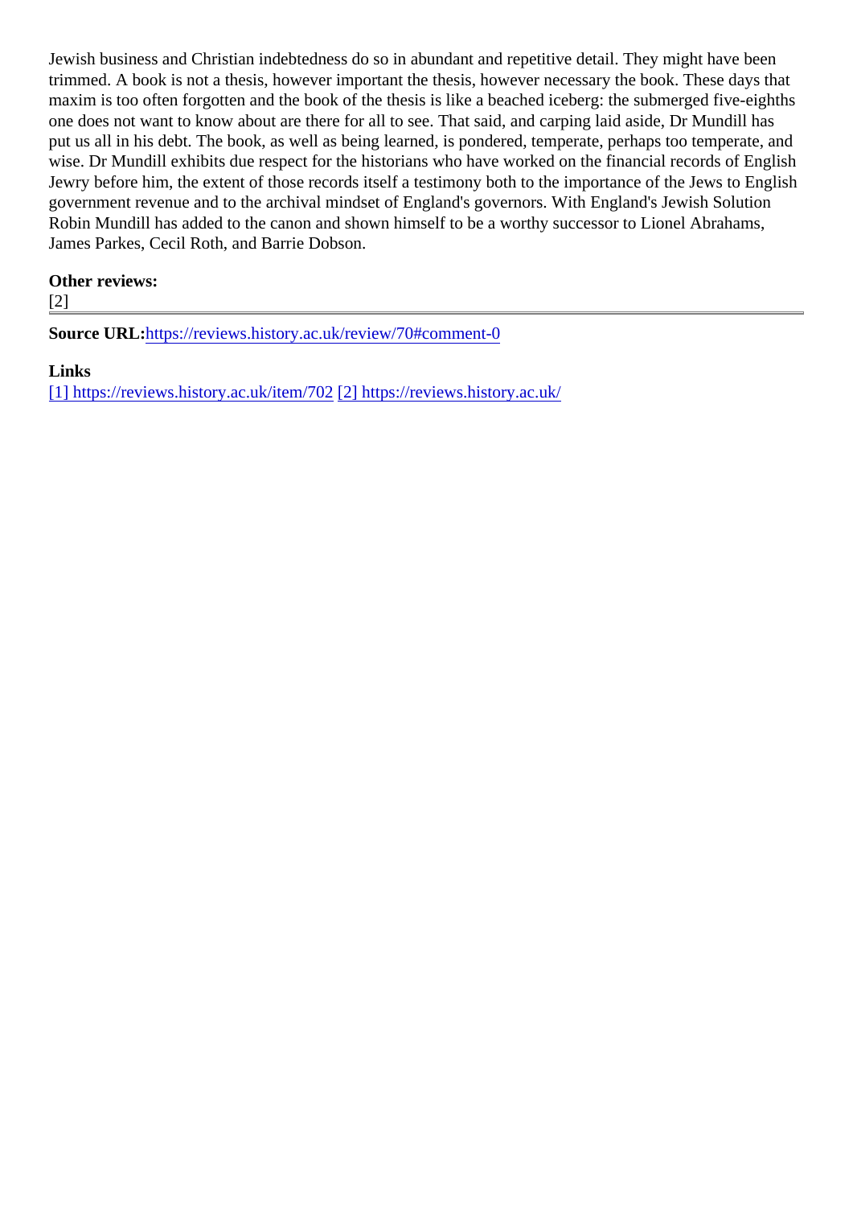Jewish business and Christian indebtedness do so in abundant and repetitive detail. They might have been trimmed. A book is not a thesis, however important the thesis, however necessary the book. These days that maxim is too often forgotten and the book of the thesis is like a beached iceberg: the submerged five-eighths one does not want to know about are there for all to see. That said, and carping laid aside, Dr Mundill has put us all in his debt. The book, as well as being learned, is pondered, temperate, perhaps too temperate, and wise. Dr Mundill exhibits due respect for the historians who have worked on the financial records of English Jewry before him, the extent of those records itself a testimony both to the importance of the Jews to English government revenue and to the archival mindset of England's governors. With England's Jewish Solution Robin Mundill has added to the canon and shown himself to be a worthy successor to Lionel Abrahams, James Parkes, Cecil Roth, and Barrie Dobson.

**Other reviews:**
[2]

**Source URL:** https://reviews.history.ac.uk/review/70#comment-0

**Links**
[1] https://reviews.history.ac.uk/item/702 [2] https://reviews.history.ac.uk/